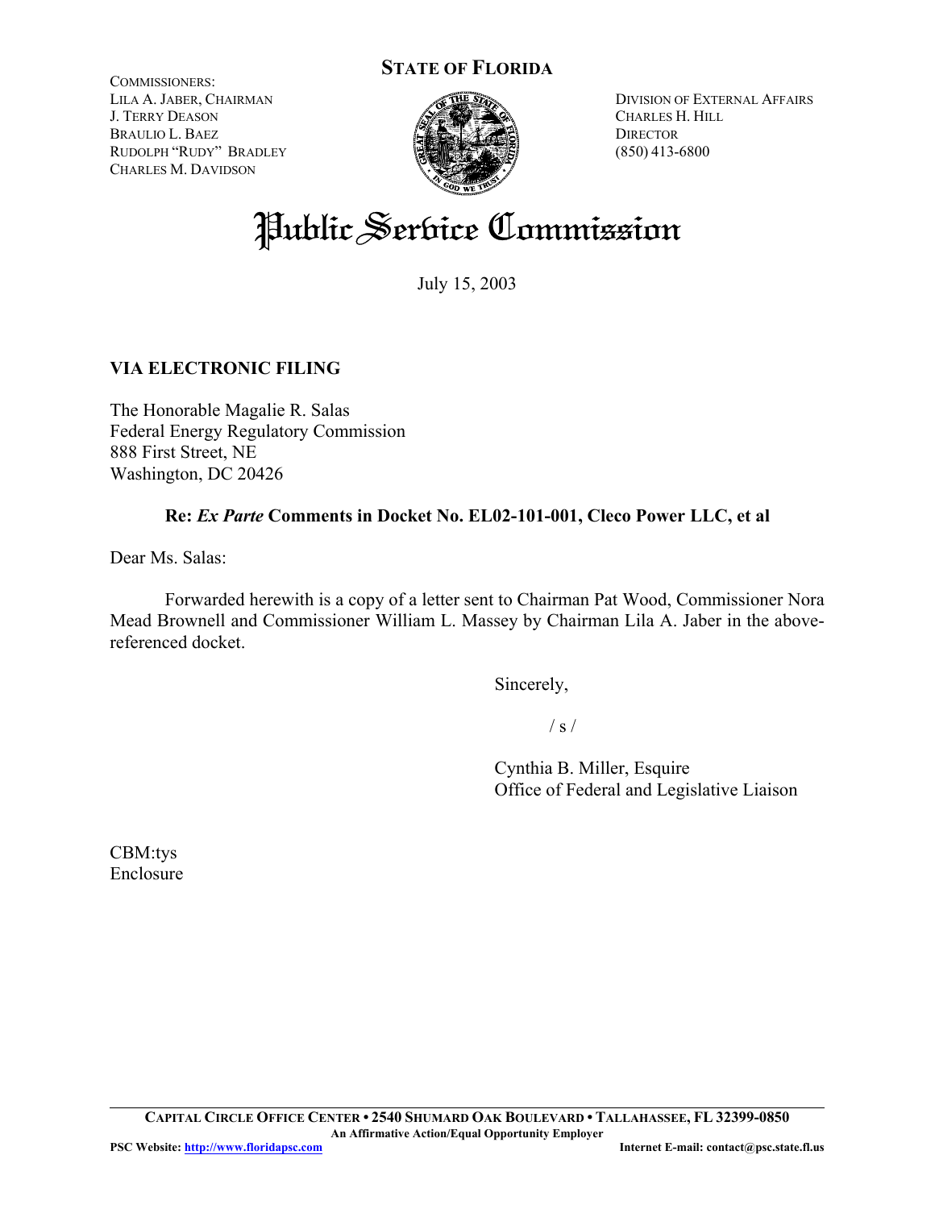**STATE OF FLORIDA**

COMMISSIONERS:
LILA A. JABER, CHAIRMAN
J. TERRY DEASON
BRAULIO L. BAEZ
RUDOLPH "RUDY" BRADLEY
CHARLES M. DAVIDSON

DIVISION OF EXTERNAL AFFAIRS
CHARLES H. HILL
DIRECTOR
(850) 413-6800

# Public Service Commission

July 15, 2003

**VIA ELECTRONIC FILING**

The Honorable Magalie R. Salas
Federal Energy Regulatory Commission
888 First Street, NE
Washington, DC 20426

**Re: *Ex Parte* Comments in Docket No. EL02-101-001, Cleco Power LLC, et al**

Dear Ms. Salas:

Forwarded herewith is a copy of a letter sent to Chairman Pat Wood, Commissioner Nora Mead Brownell and Commissioner William L. Massey by Chairman Lila A. Jaber in the above-referenced docket.

Sincerely,

/ s /

Cynthia B. Miller, Esquire
Office of Federal and Legislative Liaison

CBM:tys
Enclosure

**CAPITAL CIRCLE OFFICE CENTER • 2540 SHUMARD OAK BOULEVARD • TALLAHASSEE, FL 32399-0850**
**An Affirmative Action/Equal Opportunity Employer**
**PSC Website: http://www.floridapsc.com** **Internet E-mail: contact@psc.state.fl.us**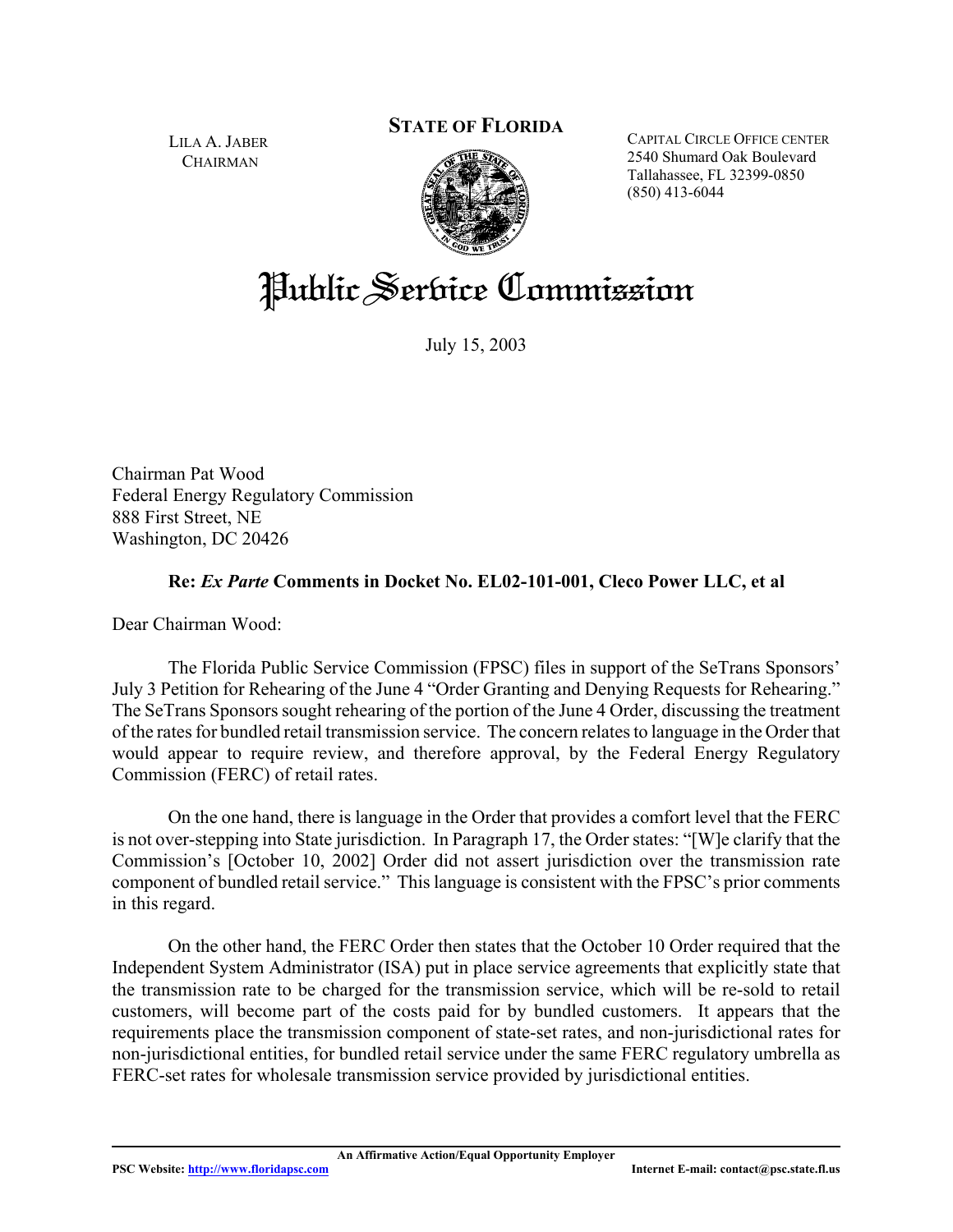LILA A. JABER
CHAIRMAN

**STATE OF FLORIDA**

CAPITAL CIRCLE OFFICE CENTER
2540 Shumard Oak Boulevard
Tallahassee, FL 32399-0850
(850) 413-6044

# Public Service Commission

July 15, 2003

Chairman Pat Wood
Federal Energy Regulatory Commission
888 First Street, NE
Washington, DC 20426

**Re: *Ex Parte* Comments in Docket No. EL02-101-001, Cleco Power LLC, et al**

Dear Chairman Wood:

The Florida Public Service Commission (FPSC) files in support of the SeTrans Sponsors' July 3 Petition for Rehearing of the June 4 "Order Granting and Denying Requests for Rehearing." The SeTrans Sponsors sought rehearing of the portion of the June 4 Order, discussing the treatment of the rates for bundled retail transmission service. The concern relates to language in the Order that would appear to require review, and therefore approval, by the Federal Energy Regulatory Commission (FERC) of retail rates.

On the one hand, there is language in the Order that provides a comfort level that the FERC is not over-stepping into State jurisdiction. In Paragraph 17, the Order states: "[W]e clarify that the Commission's [October 10, 2002] Order did not assert jurisdiction over the transmission rate component of bundled retail service." This language is consistent with the FPSC's prior comments in this regard.

On the other hand, the FERC Order then states that the October 10 Order required that the Independent System Administrator (ISA) put in place service agreements that explicitly state that the transmission rate to be charged for the transmission service, which will be re-sold to retail customers, will become part of the costs paid for by bundled customers. It appears that the requirements place the transmission component of state-set rates, and non-jurisdictional rates for non-jurisdictional entities, for bundled retail service under the same FERC regulatory umbrella as FERC-set rates for wholesale transmission service provided by jurisdictional entities.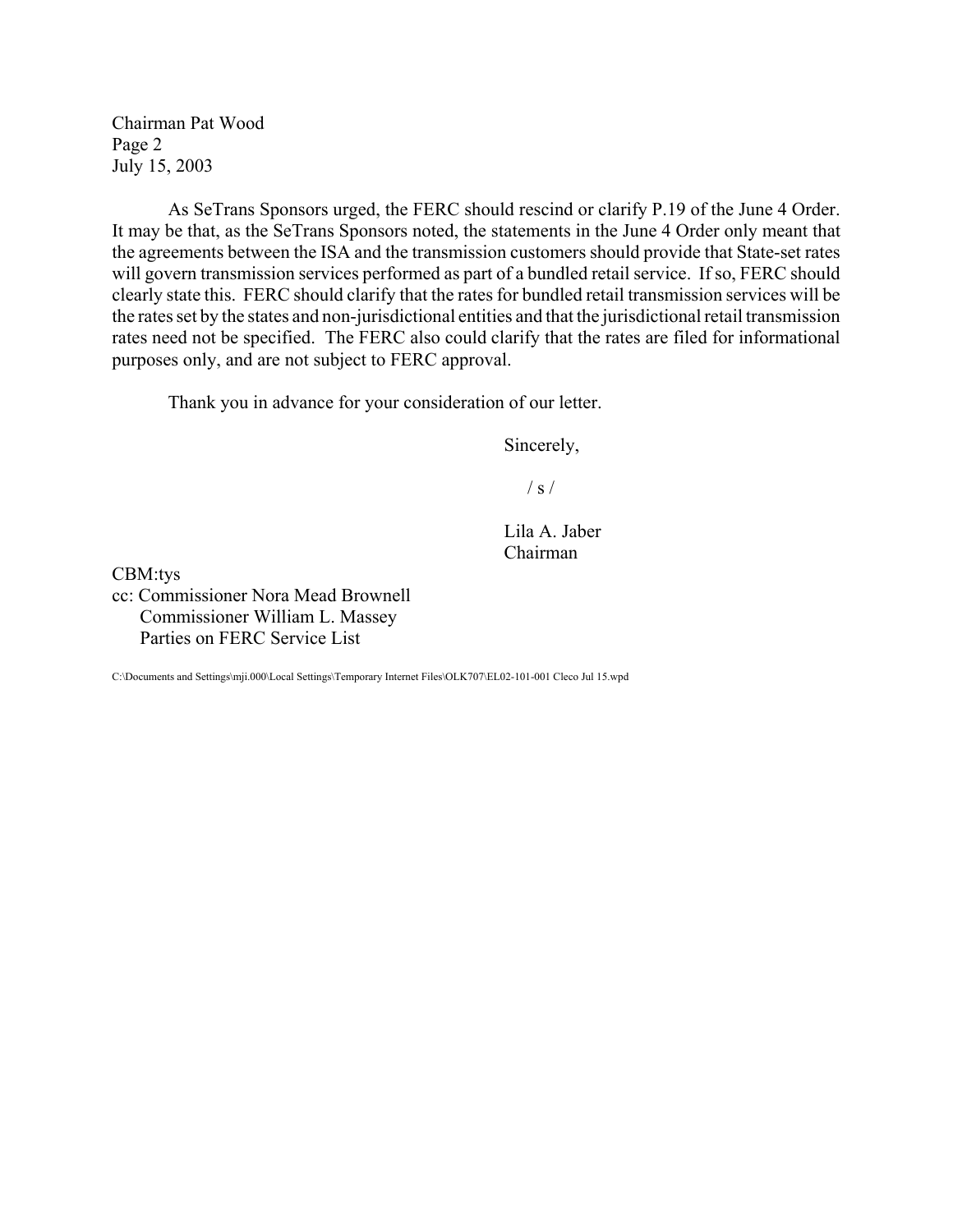As SeTrans Sponsors urged, the FERC should rescind or clarify P.19 of the June 4 Order. It may be that, as the SeTrans Sponsors noted, the statements in the June 4 Order only meant that the agreements between the ISA and the transmission customers should provide that State-set rates will govern transmission services performed as part of a bundled retail service. If so, FERC should clearly state this. FERC should clarify that the rates for bundled retail transmission services will be the rates set by the states and non-jurisdictional entities and that the jurisdictional retail transmission rates need not be specified. The FERC also could clarify that the rates are filed for informational purposes only, and are not subject to FERC approval.

Thank you in advance for your consideration of our letter.

Sincerely,

/ s /

Lila A. Jaber
Chairman

CBM:tys
cc: Commissioner Nora Mead Brownell
Commissioner William L. Massey
Parties on FERC Service List